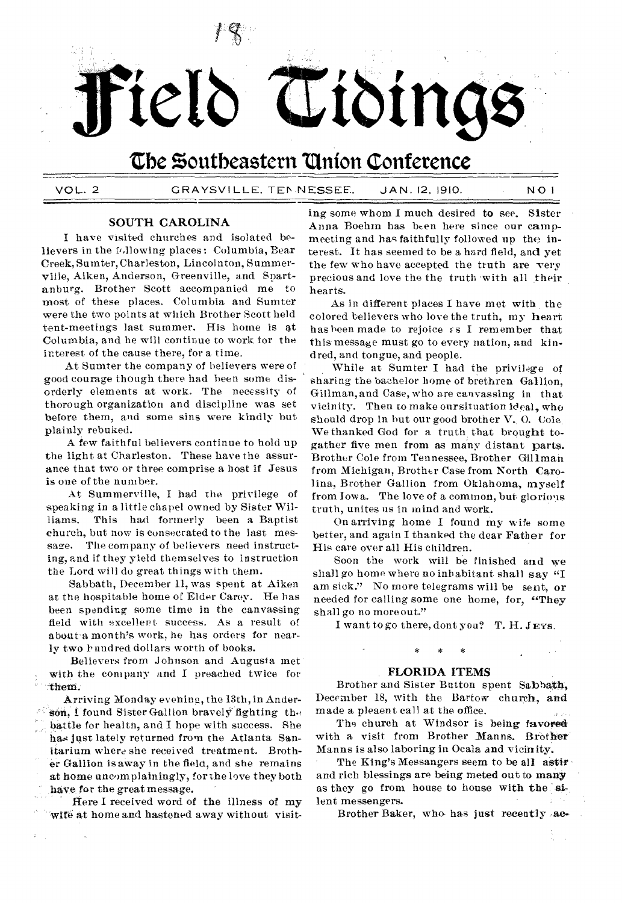# Field Tidings

## The Southeastern Union Conference

VOL. 2 GRAYSVILLE, TENNESSEE. JAN. 12, 1910. NO 1

### SOUTH CAROLINA

I have visited churches and isolated believers in the following places: Columbia, Bear Creek, Sumter, Charleston, Lincolnton, Summerville, Aiken, Anderson, Greenville, and Spartanburg. Brother Scott accompanied me to most of these places. Columbia and Sumter were the two points at which Brother Scott held tent-meetings last summer. His home is at Columbia, and he will continue to work for the interest of the cause there, for a time.

At Sumter the company of believers were of good courage though there had been some disorderly elements at work. The necessity of thorough organization and discipline was set before them, and some sins were kindly but plainly rebuked.

A few faithful believers continue to hold up the light at Charleston. These have the assurance that two or three comprise a host if Jesus is one of the number.

At Summerville, I had the privilege of speaking in a little chapel owned by Sister Williams. This had formerly been a Baptist church, but now is consecrated to the last message. The company of believers need instructing, and if they yield themselves to instruction the Lord will do great things with them.

Sabbath, December 11, was spent at Aiken at the hospitable home of Elder Carey. He has been spending some time in the canvassing field with excellent success. As a result of about a month's work, he has orders for nearly two hundred dollars worth of books.

Believers from Johnson and Augusta met with the company and I preached twice for them.

Arriving Monday evening, the 13th, in Anderson, I found Sister Gallion bravely fighting the battle for health, and I hope with success. She has just lately returned from the Atlanta Sanitarium where she received treatment. Brother Gallion is away in the field, and she remains at home uncomplainingly, for the love they both have for the great message.

Here I received word of the illness of my wife at home and hastened away without visiting some whom I much desired to see. Sister Anna Boehm has been here since our camp-meeting and has faithfully followed up the interest. It has seemed to be a hard field, and yet the few who have accepted the truth are very precious and love the the truth with all their hearts.

As in different places I have met with the colored believers who love the truth, my heart has been made to rejoice as I remember that this message must go to every nation, and kindred, and tongue, and people.

While at Sumter I had the privilege of sharing the bachelor home of brethren Gallion, Gillman, and Case, who are canvassing in that vicinity. Then to make oursituation ideal, who should drop in but our good brother V. O. Cole. We thanked God for a truth that brought together five men from as many distant parts. Brother Cole from Tennessee, Brother Gillman from Michigan, Brother Case from North Carolina, Brother Gallion from Oklahoma, myself from Iowa. The love of a common, but glorious truth, unites us in mind and work.

On arriving home I found my wife some better, and again I thanked the dear Father for His care over all His children.

Soon the work will be finished and we shall go home where no inhabitant shall say "I am sick." No more telegrams will be sent, or needed for calling some one home, for, "They shall go no more out."

I want to go there, dont you? T. H. JEYS.

\* \* \*

### FLORIDA ITEMS

Brother and Sister Button spent Sabbath, December 18, with the Bartow church, and made a pleaent call at the office.

The church at Windsor is being favored with a visit from Brother Manns. Brother Manns is also laboring in Ocala and vicinity.

The King's Messangers seem to be all astir and rich blessings are being meted out to many as they go from house to house with the silent messengers.

Brother Baker, who has just recently ac-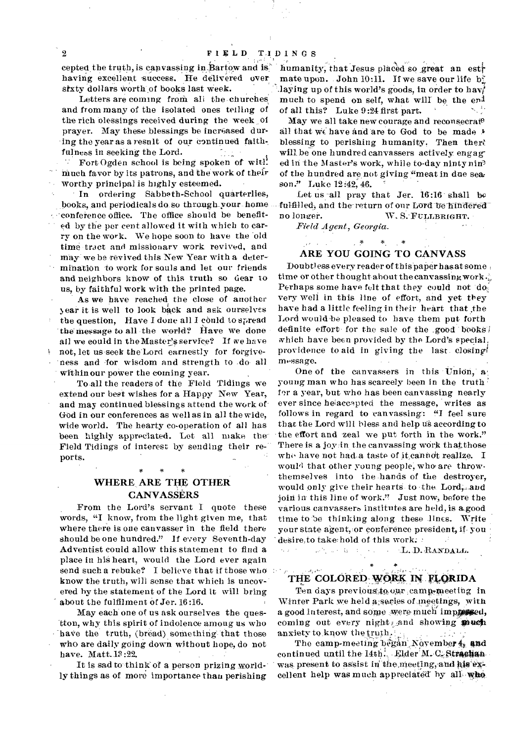cepted the truth, is canvassing in Bartow and is having excellent success. He delivered over sixty dollars worth of books last week.

Letters are coming from all the churches and from many of the isolated ones telling of the rich blessings received during the week of prayer. May these blessings be increased during the year as a result of our continued faithfulness in seeking the Lord.

Fort Ogden school is being spoken of with much favor by its patrons, and the work of their worthy principal is highly esteemed.

In ordering Sabbath-School quarterlies, books, and periodicals do so through your home conference office. The office should be benefited by the per cent allowed it with which to carry on the work. We hope soon to have the old time tract and missionary work revived, and may we be revived this New Year with a determination to work for souls and let our friends and neighbors know of this truth so dear to us, by faithful work with the printed page.

As we have reached the close of another year it is well to look back and ask ourselves the question, Have I done all I could to spread the message to all the world? Have we done all we could in the Master's service? If we have not, let us seek the Lord earnestly for forgiveness and for wisdom and strength to do all within our power the coming year.

To all the readers of the Field Tidings we extend our best wishes for a Happy New Year, and may continued blessings attend the work of God in our conferences as well as in all the wide, wide world. The hearty co-operation of all has been highly appreciated. Let all make the Field Tidings of interest by sending their reports.

\* \* \*

## WHERE ARE THE OTHER CANVASSERS

From the Lord's servant I quote these words, "I know, from the light given me, that where there is one canvasser in the field there should be one hundred." If every Seventh-day Adventist could allow this statement to find a place in his heart, would the Lord ever again send such a rebuke? I believe that if those who know the truth, will sense that which is uncovered by the statement of the Lord it will bring about the fulfilment of Jer. 16:16.

May each one of us ask ourselves the question, why this spirit of indolence among us who have the truth, (bread) something that those who are daily going down without hope, do not have. Matt. 13:22.

It is sad to think of a person prizing worldly things as of more importance than perishing humanity, that Jesus placed so great an estimate upon. John 10:11. If we save our life by laying up of this world's goods, in order to have much to spend on self, what will be the end of all this? Luke 9:24 first part.

May we all take new courage and reconsecrate all that we have and are to God to be made a blessing to perishing humanity. Then there will be one hundred canvassers actively engaged in the Master's work, while to-day ninty nine of the hundred are not giving "meat in due season." Luke 12:42, 46.

Let us all pray that Jer. 16:16 shall be fulfilled, and the return of our Lord be hindered no longer.

W. S. FULLBRIGHT.

*Field Agent, Georgia.*

\* \* \*

## ARE YOU GOING TO CANVASS

Doubtless every reader of this paper has at some time or other thought about the canvassing work. Perhaps some have felt that they could not do very well in this line of effort, and yet they have had a little feeling in their heart that the Lord would be pleased to have them put forth definite effort for the sale of the good books which have been provided by the Lord's special providence to aid in giving the last closing message.

One of the canvassers in this Union, a young man who has scarcely been in the truth for a year, but who has been canvassing nearly ever since he accepted the message, writes as follows in regard to canvassing: "I feel sure that the Lord will bless and help us according to the effort and zeal we put forth in the work." There is a joy in the canvassing work that those who have not had a taste of it cannot realize. I would that other young people, who are throwing themselves into the hands of the destroyer, would only give their hearts to the Lord, and join in this line of work." Just now, before the various canvassers institutes are held, is a good time to be thinking along these lines. Write your state agent, or conference president, if you desire to take hold of this work.

L. D. RANDALL.

\* \*

## THE COLORED WORK IN FLORIDA

Ten days previous to our camp-meeting in Winter Park we held a series of meetings, with a good interest, and some were much impressed, coming out every night, and showing much anxiety to know the truth.

The camp-meeting began November 4, and continued until the 14th. Elder M. C. Strachan was present to assist in the meeting, and his excellent help was much appreciated by all who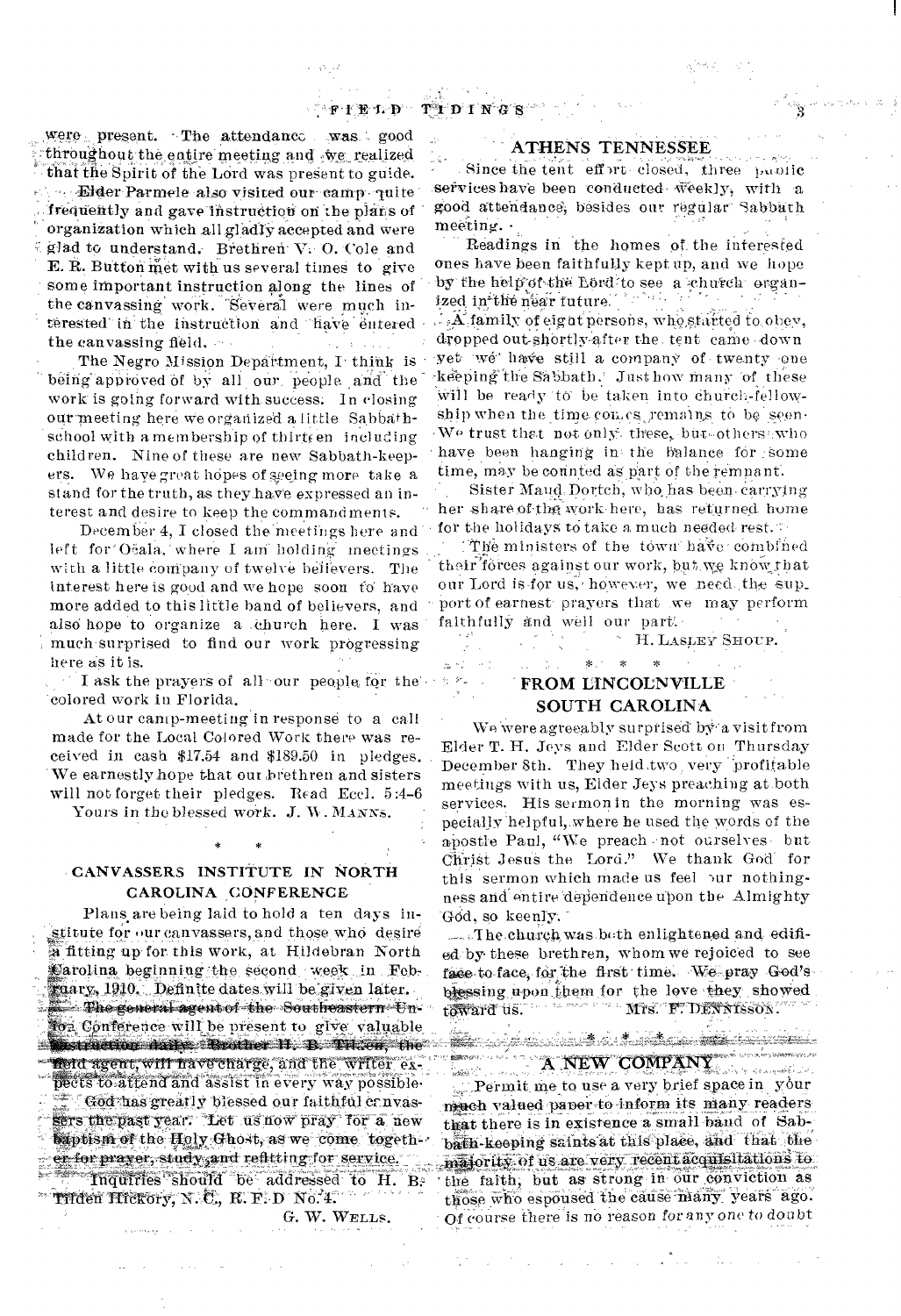were present. The attendance was good throughout the entire meeting and we realized that the Spirit of the Lord was present to guide.

Elder Parmele also visited our camp quite frequently and gave instruction on the plans of organization which all gladly accepted and were glad to understand. Brethren V. O. Cole and E. R. Button met with us several times to give some important instruction along the lines of the canvassing work. Several were much interested in the instruction and have entered the canvassing field.

The Negro Mission Department, I think is being approved of by all our people and the work is going forward with success. In closing our meeting here we organized a little Sabbath-school with a membership of thirteen including children. Nine of these are new Sabbath-keepers. We have great hopes of seeing more take a stand for the truth, as they have expressed an interest and desire to keep the commandments.

December 4, I closed the meetings here and left for Ocala, where I am holding meetings with a little company of twelve believers. The interest here is good and we hope soon to have more added to this little band of believers, and also hope to organize a church here. I was much surprised to find our work progressing here as it is.

I ask the prayers of all our people for the colored work in Florida.

At our camp-meeting in response to a call made for the Local Colored Work there was received in cash $17.54 and $189.50 in pledges. We earnestly hope that our brethren and sisters will not forget their pledges. Read Eccl. 5:4-6

Yours in the blessed work. J. W. MANNS.

\* \*

## CANVASSERS INSTITUTE IN NORTH CAROLINA CONFERENCE

Plans are being laid to hold a ten days institute for our canvassers, and those who desire a fitting up for this work, at Hildebran North Carolina beginning the second week in February, 1910. Definite dates will be given later. The general agent of the Southeastern Union Conference will be present to give valuable instruction daily. Brother H. B. Tilden, the field agent, will have charge, and the writer expects to attend and assist in every way possible.

God has greatly blessed our faithful canvassers the past year. Let us now pray for a new baptism of the Holy Ghost, as we come together for prayer, study, and refitting for service.

Inquiries should be addressed to H. B. Tilden Hickory, N. C., R. F. D No. 4.

G. W. WELLS.

## ATHENS TENNESSEE

Since the tent effort closed, three public services have been conducted weekly, with a good attendance, besides our regular Sabbath meeting.

Readings in the homes of the interested ones have been faithfully kept up, and we hope by the help of the Lord to see a church organized in the near future.

A family of eight persons, who started to obey, dropped out shortly after the tent came down yet we have still a company of twenty one keeping the Sabbath. Just how many of these will be ready to be taken into church-fellowship when the time comes remains to be seen. We trust that not only these, but others who have been hanging in the balance for some time, may be counted as part of the remnant.

Sister Maud Dortch, who has been carrying her share of the work here, has returned home for the holidays to take a much needed rest.

The ministers of the town have combined their forces against our work, but we know that our Lord is for us, however, we need the support of earnest prayers that we may perform faithfully and well our part.

H. LASLEY SHOUP.

\* \* \*

## FROM LINCOLNVILLE SOUTH CAROLINA

We were agreeably surprised by a visit from Elder T. H. Jeys and Elder Scott on Thursday December 8th. They held two very profitable meetings with us, Elder Jeys preaching at both services. His sermon in the morning was especially helpful, where he used the words of the apostle Paul, "We preach not ourselves but Christ Jesus the Lord." We thank God for this sermon which made us feel our nothingness and entire dependence upon the Almighty God, so keenly.

The church was both enlightened and edified by these brethren, whom we rejoiced to see face to face, for the first time. We pray God's blessing upon them for the love they showed toward us. MRS. F. DENNISSON.

\* \* \*

## A NEW COMPANY

Permit me to use a very brief space in your much valued paper to inform its many readers that there is in existence a small band of Sabbath-keeping saints at this place, and that the majority of us are very recent acquisitations to the faith, but as strong in our conviction as those who espoused the cause many years ago. Of course there is no reason for any one to doubt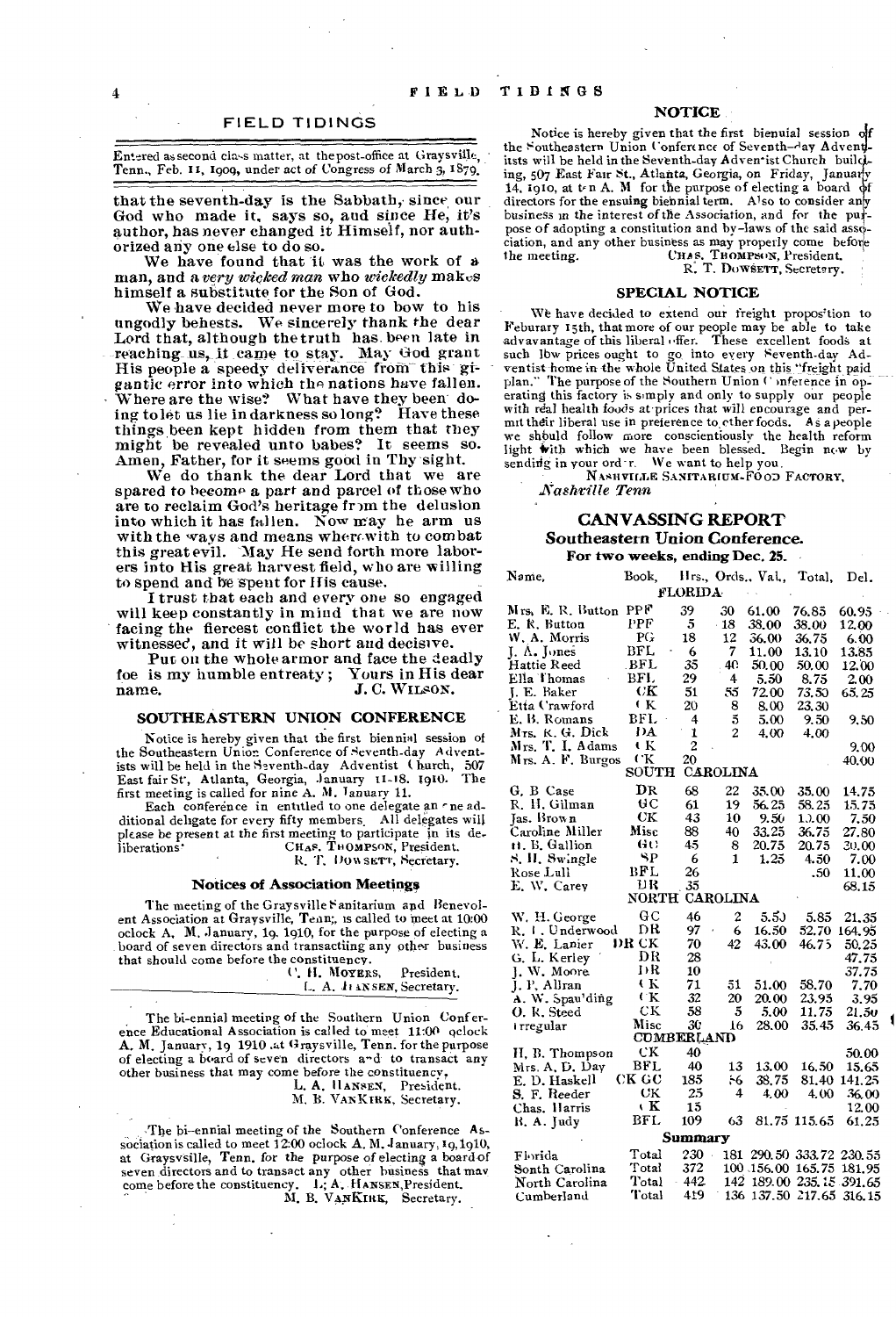## FIELD TIDINGS

Entered as second class matter, at the post-office at Graysville, Tenn., Feb. 11, 1909, under act of Congress of March 3, 1879.

that the seventh-day is the Sabbath, since our God who made it, says so, and since He, it's author, has never changed it Himself, nor authorized any one else to do so.

We have found that it was the work of a man, and a *very wicked man* who *wickedly* makes himself a substitute for the Son of God.

We have decided never more to bow to his ungodly behests. We sincerely thank the dear Lord that, although the truth has been late in reaching us, it came to stay. May God grant His people a speedy deliverance from this gigantic error into which the nations have fallen. Where are the wise? What have they been doing to let us lie in darkness so long? Have these things been kept hidden from them that they might be revealed unto babes? It seems so. Amen, Father, for it seems good in Thy sight.

We do thank the dear Lord that we are spared to become a part and parcel of those who are to reclaim God's heritage from the delusion into which it has fallen. Now may he arm us with the ways and means wherewith to combat this great evil. May He send forth more laborers into His great harvest field, who are willing to spend and be spent for His cause.

I trust that each and every one so engaged will keep constantly in mind that we are now facing the fiercest conflict the world has ever witnessed, and it will be short and decisive.

Put on the whole armor and face the deadly foe is my humble entreaty; Yours in His dear name. J. C. WILSON.

### SOUTHEASTERN UNION CONFERENCE

Notice is hereby given that the first biennial session of the Southeastern Union Conference of Seventh-day Adventists will be held in the Seventh-day Adventist Church, 507 East fair St, Atlanta, Georgia, January 11-18. 1910. The first meeting is called for nine A. M. January 11.

Each conference in entitled to one delegate and one additional delegate for every fifty members. All delegates will please be present at the first meeting to participate in its deliberations.

CHAS. THOMPSON, President.
R. T. DOWSETT, Secretary.

### Notices of Association Meetings

The meeting of the Graysville Sanitarium and Benevolent Association at Graysville, Tenn., is called to meet at 10:00 oclock A. M. January, 19. 1910, for the purpose of electing a board of seven directors and transacting any other business that should come before the constituency.

C. H. MOYERS, President.
L. A. HANSEN, Secretary.

The bi-ennial meeting of the Southern Union Conference Educational Association is called to meet 11:00 oclock A. M. January, 19 1910 at Graysville, Tenn. for the purpose of electing a board of seven directors and to transact any other business that may come before the constituency.

L. A. HANSEN, President.
M. B. VANKIRK, Secretary.

The bi-ennial meeting of the Southern Conference Association is called to meet 12:00 oclock A. M. January, 19, 1910, at Graysville, Tenn. for the purpose of electing a board of seven directors and to transact any other business that may come before the constituency. L. A. HANSEN, President.

M. B. VANKIRK, Secretary.

### NOTICE

Notice is hereby given that the first biennial session of the Southeastern Union Conference of Seventh-day Adventists will be held in the Seventh-day Adventist Church building, 507 East Fair St., Atlanta, Georgia, on Friday, January 14, 1910, at ten A. M for the purpose of electing a board of directors for the ensuing biennial term. Also to consider any business in the interest of the Association, and for the purpose of adopting a constitution and by-laws of the said association, and any other business as may properly come before the meeting.

CHAS. THOMPSON, President.
R. T. DOWSETT, Secretary.

### SPECIAL NOTICE

We have decided to extend our freight proposition to Feburary 15th, that more of our people may be able to take advavantage of this liberal offer. These excellent foods at such low prices ought to go into every Seventh-day Adventist home in the whole United States on this "freight paid plan." The purpose of the Southern Union Conference in operating this factory is simply and only to supply our people with real health foods at prices that will encourage and permit their liberal use in preference to other foods. As a people we should follow more conscientiously the health reform light with which we have been blessed. Begin now by sending in your order. We want to help you.

NASHVILLE SANITARIUM-FOOD FACTORY,
*Nashville Tenn*

## CANVASSING REPORT

### Southeastern Union Conference.

**For two weeks, ending Dec. 25.**

| Name, | Book, | Hrs., | Ords., | Val., | Total, | Del. |
|---|---|---|---|---|---|---|
| **FLORIDA** | | | | | | |
| Mrs. E. R. Button | PPF | 39 | 30 | 61.00 | 76.85 | 60.95 |
| E. R. Button | PPF | 5 | 18 | 38.00 | 38.00 | 12.00 |
| W. A. Morris | PG | 18 | 12 | 36.00 | 36.75 | 6.00 |
| J. A. Jones | BFL | 6 | 7 | 11.00 | 13.10 | 13.85 |
| Hattie Reed | BFL | 35 | 40 | 50.00 | 50.00 | 12.00 |
| Ella Thomas | BFL | 29 | 4 | 5.50 | 8.75 | 2.00 |
| J. E. Baker | CK | 51 | 55 | 72.00 | 73.50 | 65.25 |
| Etta Crawford | CK | 20 | 8 | 8.00 | 23.30 | |
| E. B. Romans | BFL | 4 | 5 | 5.00 | 9.50 | 9.50 |
| Mrs. K. G. Dick | DA | 1 | 2 | 4.00 | 4.00 | |
| Mrs. T. I. Adams | CK | 2 | | | | 9.00 |
| Mrs. A. F. Burgos | CK | 20 | | | | 40.00 |
| **SOUTH CAROLINA** | | | | | | |
| G. B Case | DR | 68 | 22 | 35.00 | 35.00 | 14.75 |
| R. H. Gilman | GC | 61 | 19 | 56.25 | 58.25 | 15.75 |
| Jas. Brown | CK | 43 | 10 | 9.50 | 10.00 | 7.50 |
| Caroline Miller | Misc | 88 | 40 | 33.25 | 36.75 | 27.80 |
| H. B. Gallion | GC | 45 | 8 | 20.75 | 20.75 | 30.00 |
| S. H. Swingle | SP | 6 | 1 | 1.25 | 4.50 | 7.00 |
| Rose Lull | BFL | 26 | | | .50 | 11.00 |
| E. W. Carey | DR | 35 | | | | 68.15 |
| **NORTH CAROLINA** | | | | | | |
| W. H. George | GC | 46 | 2 | 5.50 | 5.85 | 21.35 |
| R. I. Underwood | DR | 97 | 6 | 16.50 | 52.70 | 164.95 |
| W. E. Lanier | DR CK | 70 | 42 | 43.00 | 46.75 | 50.25 |
| G. L. Kerley | DR | 28 | | | | 47.75 |
| J. W. Moore | DR | 10 | | | | 37.75 |
| J. P. Allran | CK | 71 | 51 | 51.00 | 58.70 | 7.70 |
| A. W. Spaulding | CK | 32 | 20 | 20.00 | 23.95 | 3.95 |
| O. K. Steed | CK | 58 | 5 | 5.00 | 11.75 | 21.50 |
| Irregular | Misc | 30 | 16 | 28.00 | 35.45 | 36.45 |
| **CUMBERLAND** | | | | | | |
| H. B. Thompson | CK | 40 | | | | 50.00 |
| Mrs. A. D. Day | BFL | 40 | 13 | 13.00 | 16.50 | 15.65 |
| E. D. Haskell | CK GC | 185 | 56 | 38.75 | 81.40 | 141.25 |
| S. F. Reeder | CK | 25 | 4 | 4.00 | 4.00 | 36.00 |
| Chas. Harris | CK | 15 | | | | 12.00 |
| R. A. Judy | BFL | 109 | 63 | 81.75 | 115.65 | 61.25 |
| **Summary** | | | | | | |
| Florida | Total | 230 | 181 | 290.50 | 333.72 | 230.55 |
| South Carolina | Total | 372 | 100 | 156.00 | 165.75 | 181.95 |
| North Carolina | Total | 442 | 142 | 189.00 | 235.15 | 391.65 |
| Cumberland | Total | 419 | 136 | 137.50 | 217.65 | 316.15 |